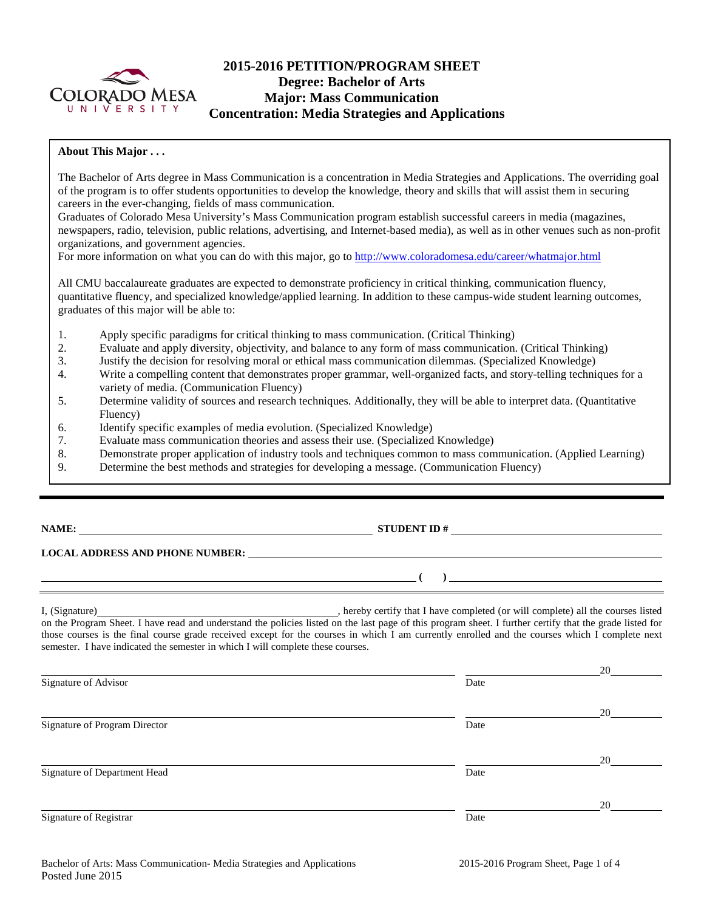# 2015-2016 PETITION/PROGRAM SHEET
## Degree: Bachelor of Arts
## Major: Mass Communication
## Concentration: Media Strategies and Applications

**About This Major . . .**

The Bachelor of Arts degree in Mass Communication is a concentration in Media Strategies and Applications. The overriding goal of the program is to offer students opportunities to develop the knowledge, theory and skills that will assist them in securing careers in the ever-changing, fields of mass communication.

Graduates of Colorado Mesa University's Mass Communication program establish successful careers in media (magazines, newspapers, radio, television, public relations, advertising, and Internet-based media), as well as in other venues such as non-profit organizations, and government agencies.

For more information on what you can do with this major, go to http://www.coloradomesa.edu/career/whatmajor.html

All CMU baccalaureate graduates are expected to demonstrate proficiency in critical thinking, communication fluency, quantitative fluency, and specialized knowledge/applied learning. In addition to these campus-wide student learning outcomes, graduates of this major will be able to:

1. Apply specific paradigms for critical thinking to mass communication. (Critical Thinking)
2. Evaluate and apply diversity, objectivity, and balance to any form of mass communication. (Critical Thinking)
3. Justify the decision for resolving moral or ethical mass communication dilemmas. (Specialized Knowledge)
4. Write a compelling content that demonstrates proper grammar, well-organized facts, and story-telling techniques for a variety of media. (Communication Fluency)
5. Determine validity of sources and research techniques. Additionally, they will be able to interpret data. (Quantitative Fluency)
6. Identify specific examples of media evolution. (Specialized Knowledge)
7. Evaluate mass communication theories and assess their use. (Specialized Knowledge)
8. Demonstrate proper application of industry tools and techniques common to mass communication. (Applied Learning)
9. Determine the best methods and strategies for developing a message. (Communication Fluency)

---

**NAME:** ______________________________ **STUDENT ID #** ______________________________

**LOCAL ADDRESS AND PHONE NUMBER:** ______________________________

______________________________ **(     )** ______________________________

I, (Signature)______________________________, hereby certify that I have completed (or will complete) all the courses listed on the Program Sheet. I have read and understand the policies listed on the last page of this program sheet. I further certify that the grade listed for those courses is the final course grade received except for the courses in which I am currently enrolled and the courses which I complete next semester. I have indicated the semester in which I will complete these courses.

______________________________ ______________20______
Signature of Advisor Date

______________________________ ______________20______
Signature of Program Director Date

______________________________ ______________20______
Signature of Department Head Date

______________________________ ______________20______
Signature of Registrar Date

Bachelor of Arts: Mass Communication- Media Strategies and Applications
Posted June 2015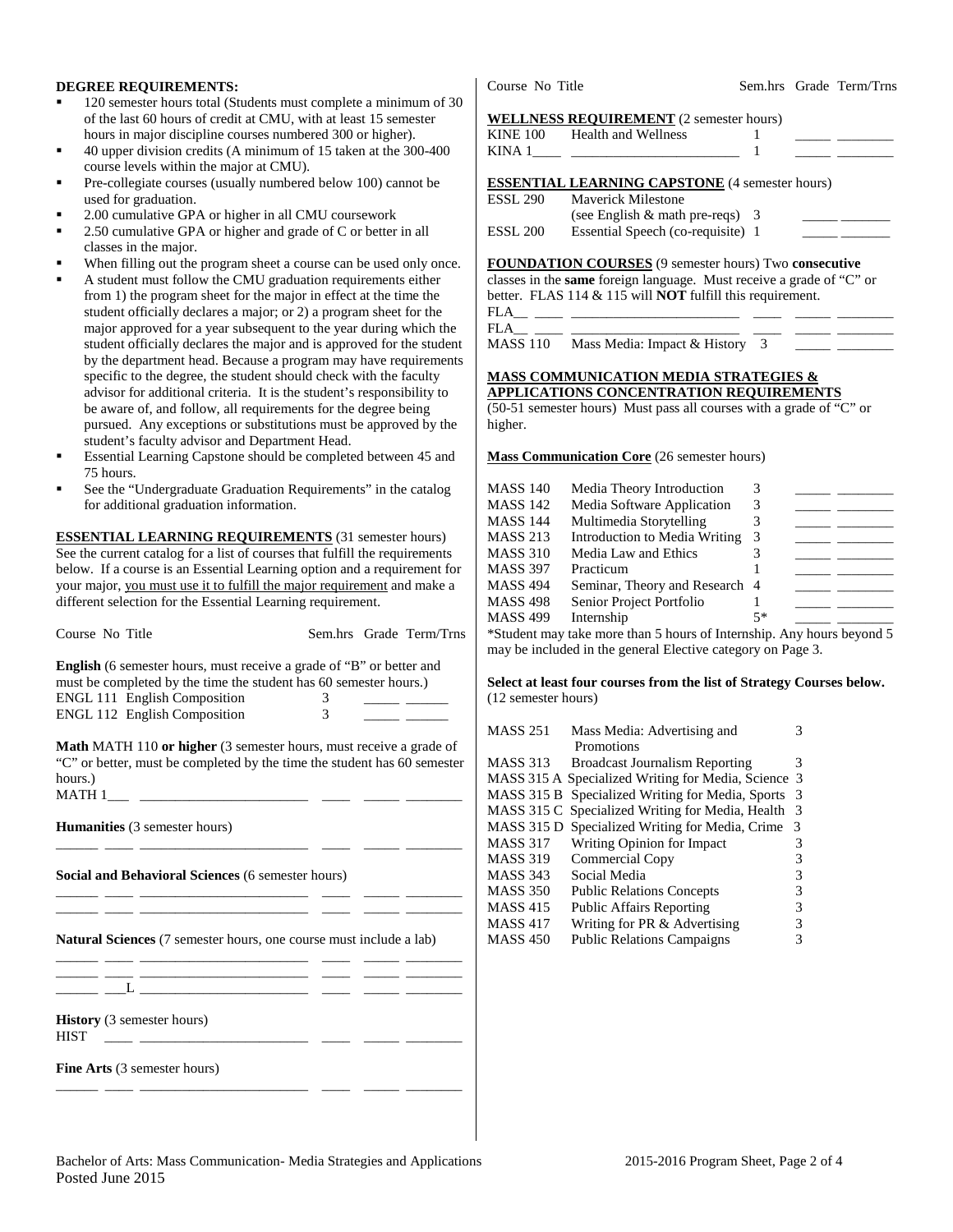**DEGREE REQUIREMENTS:**

- 120 semester hours total (Students must complete a minimum of 30 of the last 60 hours of credit at CMU, with at least 15 semester hours in major discipline courses numbered 300 or higher).
- 40 upper division credits (A minimum of 15 taken at the 300-400 course levels within the major at CMU).
- Pre-collegiate courses (usually numbered below 100) cannot be used for graduation.
- 2.00 cumulative GPA or higher in all CMU coursework
- 2.50 cumulative GPA or higher and grade of C or better in all classes in the major.
- When filling out the program sheet a course can be used only once.
- A student must follow the CMU graduation requirements either from 1) the program sheet for the major in effect at the time the student officially declares a major; or 2) a program sheet for the major approved for a year subsequent to the year during which the student officially declares the major and is approved for the student by the department head. Because a program may have requirements specific to the degree, the student should check with the faculty advisor for additional criteria. It is the student's responsibility to be aware of, and follow, all requirements for the degree being pursued. Any exceptions or substitutions must be approved by the student's faculty advisor and Department Head.
- Essential Learning Capstone should be completed between 45 and 75 hours.
- See the "Undergraduate Graduation Requirements" in the catalog for additional graduation information.

**ESSENTIAL LEARNING REQUIREMENTS** (31 semester hours)
See the current catalog for a list of courses that fulfill the requirements below. If a course is an Essential Learning option and a requirement for your major, you must use it to fulfill the major requirement and make a different selection for the Essential Learning requirement.

| Course No | Title | Sem.hrs | Grade | Term/Trns |
|---|---|---|---|---|
| **English** (6 semester hours, must receive a grade of "B" or better and must be completed by the time the student has 60 semester hours.) | | | | |
| ENGL 111 | English Composition | 3 | _____ | ______ |
| ENGL 112 | English Composition | 3 | _____ | ______ |
| **Math** MATH 110 **or higher** (3 semester hours, must receive a grade of "C" or better, must be completed by the time the student has 60 semester hours.) | | | | |
| MATH 1___ | ________________________ | ____ | _____ | ________ |
| **Humanities** (3 semester hours) | | | | |
| ______ ____ | ________________________ | ____ | _____ | ________ |
| **Social and Behavioral Sciences** (6 semester hours) | | | | |
| ______ ____ | ________________________ | ____ | _____ | ________ |
| ______ ____ | ________________________ | ____ | _____ | ________ |
| **Natural Sciences** (7 semester hours, one course must include a lab) | | | | |
| ______ ____ | ________________________ | ____ | _____ | ________ |
| ______ ____ | ________________________ | ____ | _____ | ________ |
| ______ ___L | ________________________ | ____ | _____ | ________ |
| **History** (3 semester hours) | | | | |
| HIST ____ | ________________________ | ____ | _____ | ________ |
| **Fine Arts** (3 semester hours) | | | | |
| ______ ____ | ________________________ | ____ | _____ | ________ |

| Course No | Title | Sem.hrs | Grade | Term/Trns |
|---|---|---|---|---|
| **WELLNESS REQUIREMENT** (2 semester hours) | | | | |
| KINE 100 | Health and Wellness | 1 | _____ | ________ |
| KINA 1____ | ________________________ | 1 | _____ | ________ |
| **ESSENTIAL LEARNING CAPSTONE** (4 semester hours) | | | | |
| ESSL 290 | Maverick Milestone (see English & math pre-reqs) | 3 | _____ | _______ |
| ESSL 200 | Essential Speech (co-requisite) | 1 | _____ | _______ |

**FOUNDATION COURSES** (9 semester hours) Two **consecutive** classes in the **same** foreign language. Must receive a grade of "C" or better. FLAS 114 & 115 will **NOT** fulfill this requirement.

| Course No | Title | Sem.hrs | Grade | Term/Trns |
|---|---|---|---|---|
| FLA__ ____ | ________________________ | ____ | _____ | ________ |
| FLA__ ____ | ________________________ | ____ | _____ | ________ |
| MASS 110 | Mass Media: Impact & History | 3 | _____ | ________ |

**MASS COMMUNICATION MEDIA STRATEGIES & APPLICATIONS CONCENTRATION REQUIREMENTS**
(50-51 semester hours) Must pass all courses with a grade of "C" or higher.

**Mass Communication Core** (26 semester hours)

| Course No | Title | Sem.hrs | Grade | Term/Trns |
|---|---|---|---|---|
| MASS 140 | Media Theory Introduction | 3 | _____ | ________ |
| MASS 142 | Media Software Application | 3 | _____ | ________ |
| MASS 144 | Multimedia Storytelling | 3 | _____ | ________ |
| MASS 213 | Introduction to Media Writing | 3 | _____ | ________ |
| MASS 310 | Media Law and Ethics | 3 | _____ | ________ |
| MASS 397 | Practicum | 1 | _____ | ________ |
| MASS 494 | Seminar, Theory and Research | 4 | _____ | ________ |
| MASS 498 | Senior Project Portfolio | 1 | _____ | ________ |
| MASS 499 | Internship | 5* | _____ | ________ |

*Student may take more than 5 hours of Internship. Any hours beyond 5 may be included in the general Elective category on Page 3.

**Select at least four courses from the list of Strategy Courses below.** (12 semester hours)

| Course No | Title | Sem.hrs |
|---|---|---|
| MASS 251 | Mass Media: Advertising and Promotions | 3 |
| MASS 313 | Broadcast Journalism Reporting | 3 |
| MASS 315 A | Specialized Writing for Media, Science | 3 |
| MASS 315 B | Specialized Writing for Media, Sports | 3 |
| MASS 315 C | Specialized Writing for Media, Health | 3 |
| MASS 315 D | Specialized Writing for Media, Crime | 3 |
| MASS 317 | Writing Opinion for Impact | 3 |
| MASS 319 | Commercial Copy | 3 |
| MASS 343 | Social Media | 3 |
| MASS 350 | Public Relations Concepts | 3 |
| MASS 415 | Public Affairs Reporting | 3 |
| MASS 417 | Writing for PR & Advertising | 3 |
| MASS 450 | Public Relations Campaigns | 3 |

Bachelor of Arts: Mass Communication- Media Strategies and Applications
Posted June 2015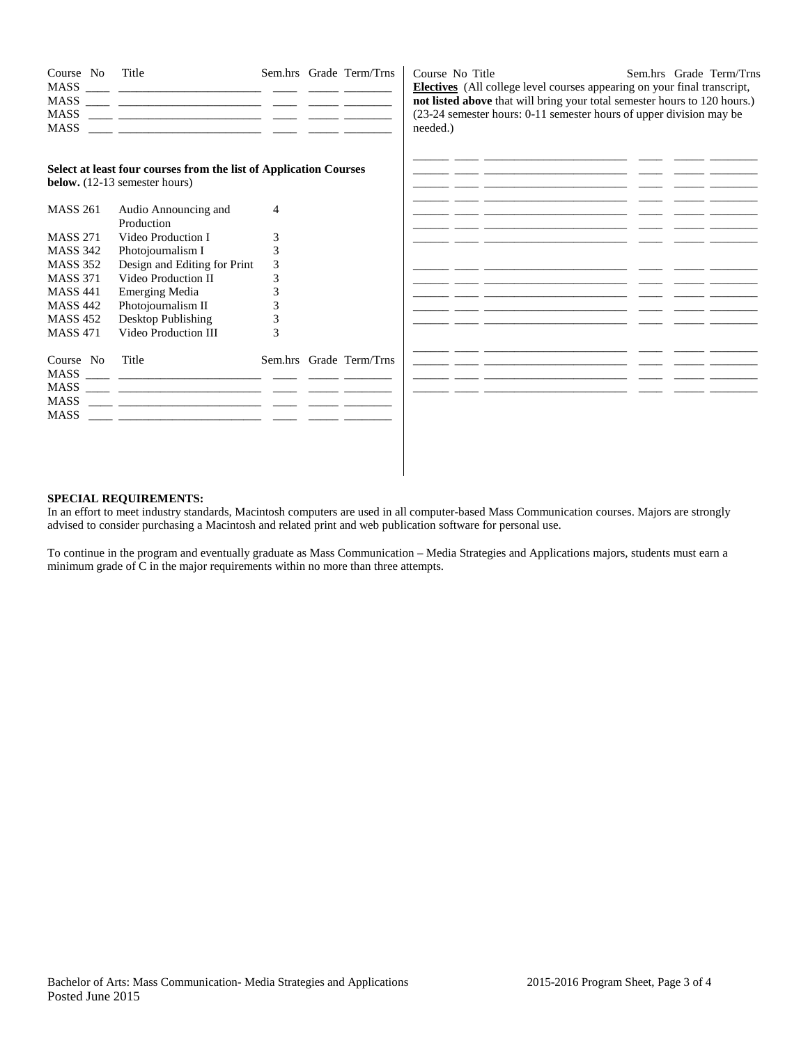| Course No | Title | Sem.hrs | Grade | Term/Trns |
|---|---|---|---|---|
| MASS ____ | ______________________ | ____ | _____ | ________ |
| MASS ____ | ______________________ | ____ | _____ | ________ |
| MASS ____ | ______________________ | ____ | _____ | ________ |
| MASS ____ | ______________________ | ____ | _____ | ________ |

**Select at least four courses from the list of Application Courses below.** (12-13 semester hours)

| | | |
|---|---|---|
| MASS 261 | Audio Announcing and Production | 4 |
| MASS 271 | Video Production I | 3 |
| MASS 342 | Photojournalism I | 3 |
| MASS 352 | Design and Editing for Print | 3 |
| MASS 371 | Video Production II | 3 |
| MASS 441 | Emerging Media | 3 |
| MASS 442 | Photojournalism II | 3 |
| MASS 452 | Desktop Publishing | 3 |
| MASS 471 | Video Production III | 3 |

| Course No | Title | Sem.hrs | Grade | Term/Trns |
|---|---|---|---|---|
| MASS ____ | ______________________ | ____ | _____ | ________ |
| MASS ____ | ______________________ | ____ | _____ | ________ |
| MASS ____ | ______________________ | ____ | _____ | ________ |
| MASS ____ | ______________________ | ____ | _____ | ________ |

| Course No | Title | Sem.hrs | Grade | Term/Trns |
|---|---|---|---|---|

**Electives** (All college level courses appearing on your final transcript, **not listed above** that will bring your total semester hours to 120 hours.) (23-24 semester hours: 0-11 semester hours of upper division may be needed.)

| Course | No | Title | Sem.hrs | Grade | Term/Trns |
|---|---|---|---|---|---|
| ______ | ____ | ______________________ | ____ | _____ | ________ |
| ______ | ____ | ______________________ | ____ | _____ | ________ |
| ______ | ____ | ______________________ | ____ | _____ | ________ |
| ______ | ____ | ______________________ | ____ | _____ | ________ |
| ______ | ____ | ______________________ | ____ | _____ | ________ |
| ______ | ____ | ______________________ | ____ | _____ | ________ |
| ______ | ____ | ______________________ | ____ | _____ | ________ |
| ______ | ____ | ______________________ | ____ | _____ | ________ |
| ______ | ____ | ______________________ | ____ | _____ | ________ |
| ______ | ____ | ______________________ | ____ | _____ | ________ |
| ______ | ____ | ______________________ | ____ | _____ | ________ |
| ______ | ____ | ______________________ | ____ | _____ | ________ |
| ______ | ____ | ______________________ | ____ | _____ | ________ |
| ______ | ____ | ______________________ | ____ | _____ | ________ |
| ______ | ____ | ______________________ | ____ | _____ | ________ |

**SPECIAL REQUIREMENTS:**

In an effort to meet industry standards, Macintosh computers are used in all computer-based Mass Communication courses. Majors are strongly advised to consider purchasing a Macintosh and related print and web publication software for personal use.

To continue in the program and eventually graduate as Mass Communication – Media Strategies and Applications majors, students must earn a minimum grade of C in the major requirements within no more than three attempts.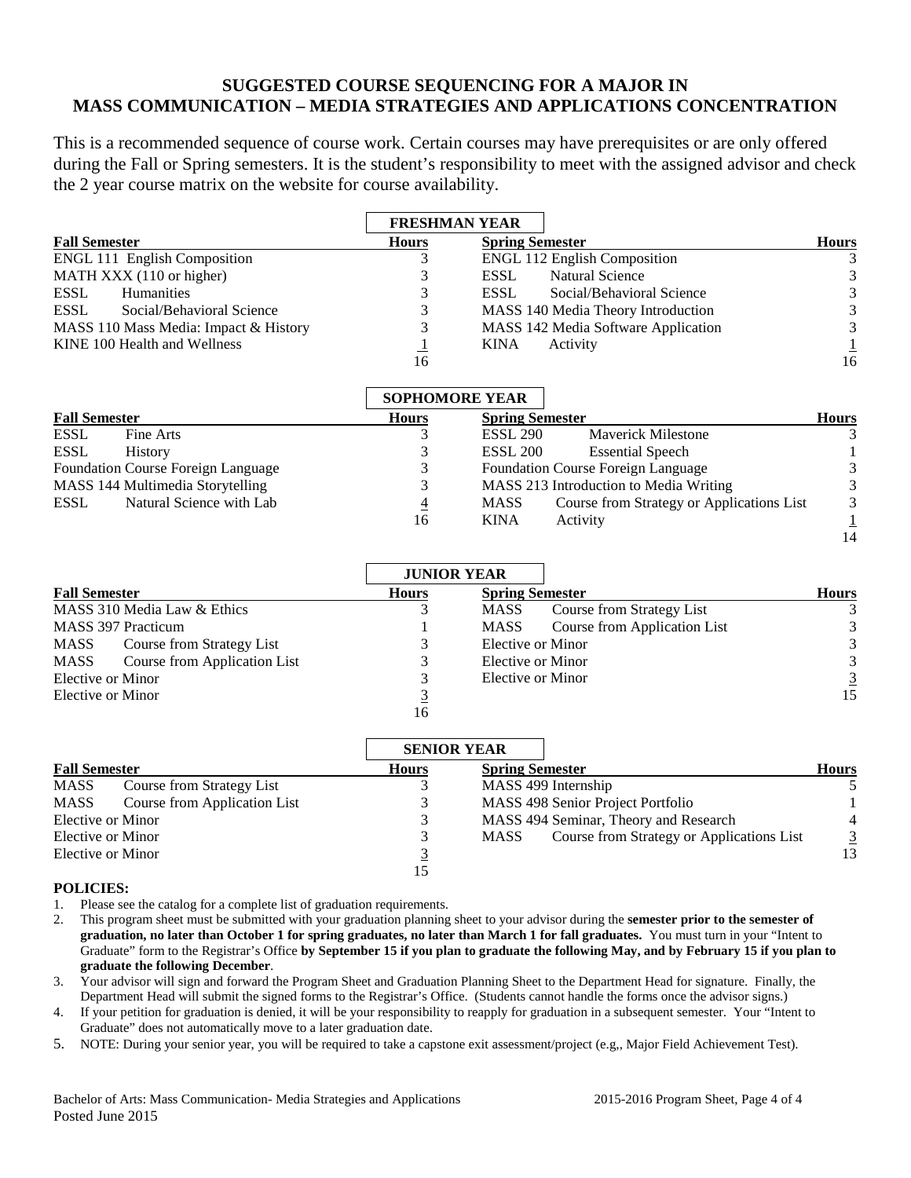## SUGGESTED COURSE SEQUENCING FOR A MAJOR IN MASS COMMUNICATION – MEDIA STRATEGIES AND APPLICATIONS CONCENTRATION

This is a recommended sequence of course work. Certain courses may have prerequisites or are only offered during the Fall or Spring semesters. It is the student's responsibility to meet with the assigned advisor and check the 2 year course matrix on the website for course availability.

### FRESHMAN YEAR

| Fall Semester | Hours | Spring Semester | Hours |
|---|---|---|---|
| ENGL 111 English Composition | 3 | ENGL 112 English Composition | 3 |
| MATH XXX (110 or higher) | 3 | ESSL Natural Science | 3 |
| ESSL Humanities | 3 | ESSL Social/Behavioral Science | 3 |
| ESSL Social/Behavioral Science | 3 | MASS 140 Media Theory Introduction | 3 |
| MASS 110 Mass Media: Impact & History | 3 | MASS 142 Media Software Application | 3 |
| KINE 100 Health and Wellness | 1 | KINA Activity | 1 |
| | 16 | | 16 |

### SOPHOMORE YEAR

| Fall Semester | Hours | Spring Semester | Hours |
|---|---|---|---|
| ESSL Fine Arts | 3 | ESSL 290 Maverick Milestone | 3 |
| ESSL History | 3 | ESSL 200 Essential Speech | 1 |
| Foundation Course Foreign Language | 3 | Foundation Course Foreign Language | 3 |
| MASS 144 Multimedia Storytelling | 3 | MASS 213 Introduction to Media Writing | 3 |
| ESSL Natural Science with Lab | 4 | MASS Course from Strategy or Applications List | 3 |
| | 16 | KINA Activity | 1 |
| | | | 14 |

### JUNIOR YEAR

| Fall Semester | Hours | Spring Semester | Hours |
|---|---|---|---|
| MASS 310 Media Law & Ethics | 3 | MASS Course from Strategy List | 3 |
| MASS 397 Practicum | 1 | MASS Course from Application List | 3 |
| MASS Course from Strategy List | 3 | Elective or Minor | 3 |
| MASS Course from Application List | 3 | Elective or Minor | 3 |
| Elective or Minor | 3 | Elective or Minor | 3 |
| Elective or Minor | 3 | | 15 |
| | 16 | | |

### SENIOR YEAR

| Fall Semester | Hours | Spring Semester | Hours |
|---|---|---|---|
| MASS Course from Strategy List | 3 | MASS 499 Internship | 5 |
| MASS Course from Application List | 3 | MASS 498 Senior Project Portfolio | 1 |
| Elective or Minor | 3 | MASS 494 Seminar, Theory and Research | 4 |
| Elective or Minor | 3 | MASS Course from Strategy or Applications List | 3 |
| Elective or Minor | 3 | | 13 |
| | 15 | | |

**POLICIES:**

1. Please see the catalog for a complete list of graduation requirements.
2. This program sheet must be submitted with your graduation planning sheet to your advisor during the **semester prior to the semester of graduation, no later than October 1 for spring graduates, no later than March 1 for fall graduates.** You must turn in your "Intent to Graduate" form to the Registrar's Office **by September 15 if you plan to graduate the following May, and by February 15 if you plan to graduate the following December**.
3. Your advisor will sign and forward the Program Sheet and Graduation Planning Sheet to the Department Head for signature. Finally, the Department Head will submit the signed forms to the Registrar's Office. (Students cannot handle the forms once the advisor signs.)
4. If your petition for graduation is denied, it will be your responsibility to reapply for graduation in a subsequent semester. Your "Intent to Graduate" does not automatically move to a later graduation date.
5. NOTE: During your senior year, you will be required to take a capstone exit assessment/project (e.g,, Major Field Achievement Test).